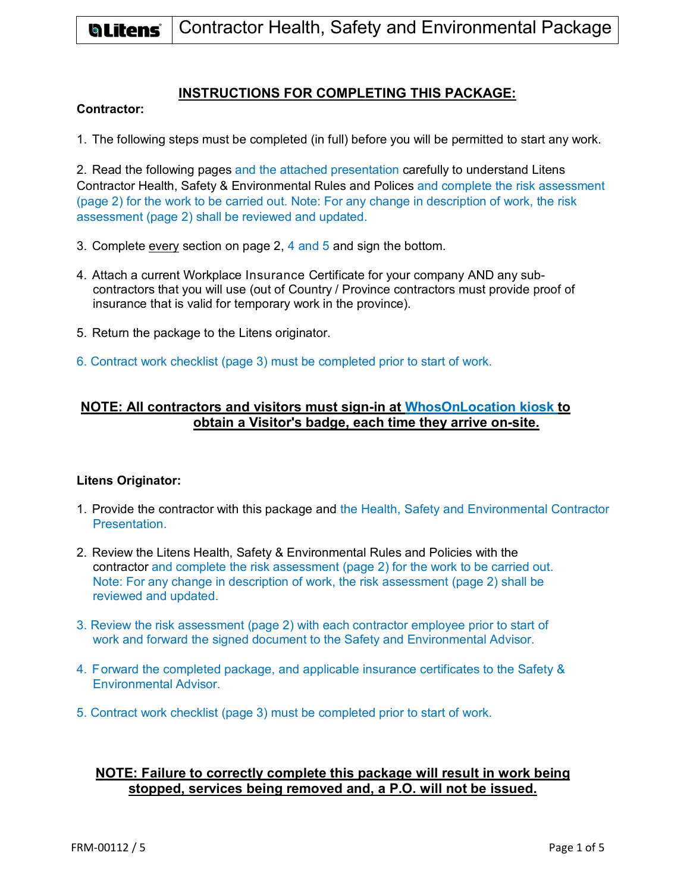# Contractor Health, Safety and Environmental Package

## INSTRUCTIONS FOR COMPLETING THIS PACKAGE:

**Contractor:**

1. The following steps must be completed (in full) before you will be permitted to start any work.

2. Read the following pages and the attached presentation carefully to understand Litens Contractor Health, Safety & Environmental Rules and Polices and complete the risk assessment (page 2) for the work to be carried out. Note: For any change in description of work, the risk assessment (page 2) shall be reviewed and updated.

3. Complete every section on page 2, 4 and 5 and sign the bottom.

4. Attach a current Workplace Insurance Certificate for your company AND any sub-contractors that you will use (out of Country / Province contractors must provide proof of insurance that is valid for temporary work in the province).

5. Return the package to the Litens originator.

6. Contract work checklist (page 3) must be completed prior to start of work.

**NOTE: All contractors and visitors must sign-in at WhosOnLocation kiosk to obtain a Visitor's badge, each time they arrive on-site.**

**Litens Originator:**

1. Provide the contractor with this package and the Health, Safety and Environmental Contractor Presentation.

2. Review the Litens Health, Safety & Environmental Rules and Policies with the contractor and complete the risk assessment (page 2) for the work to be carried out. Note: For any change in description of work, the risk assessment (page 2) shall be reviewed and updated.

3. Review the risk assessment (page 2) with each contractor employee prior to start of work and forward the signed document to the Safety and Environmental Advisor.

4. Forward the completed package, and applicable insurance certificates to the Safety & Environmental Advisor.

5. Contract work checklist (page 3) must be completed prior to start of work.

**NOTE: Failure to correctly complete this package will result in work being stopped, services being removed and, a P.O. will not be issued.**

FRM-00112 / 5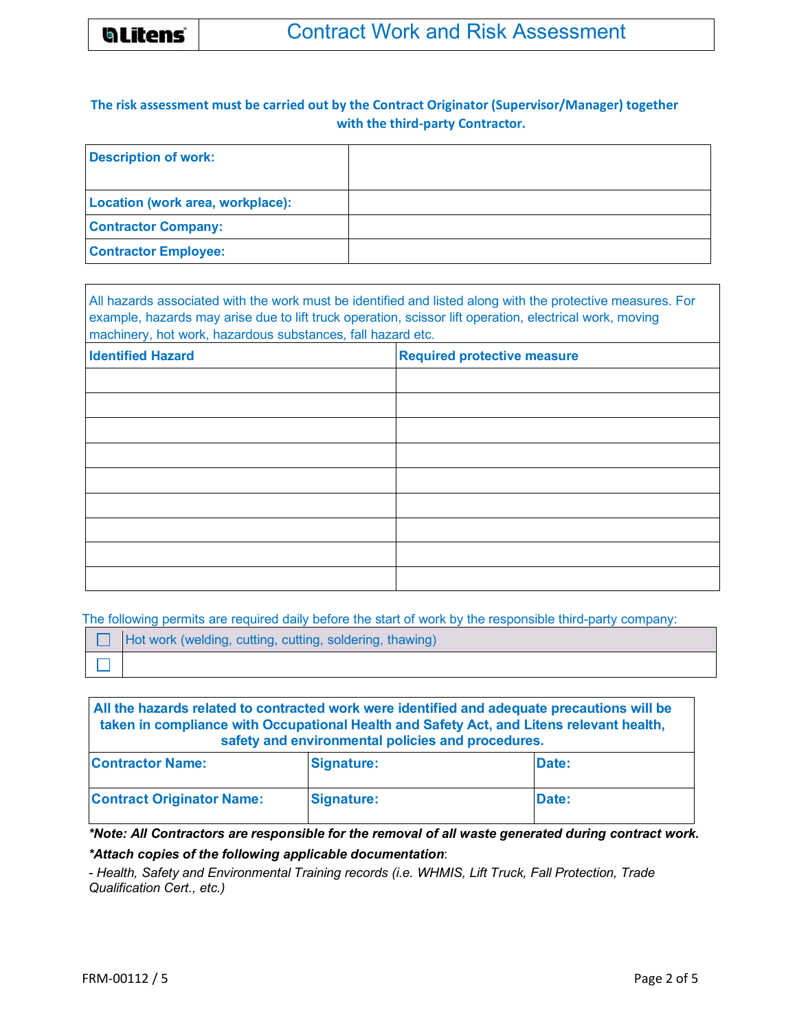# Contract Work and Risk Assessment

**The risk assessment must be carried out by the Contract Originator (Supervisor/Manager) together with the third-party Contractor.**

| **Description of work:** | |
|---|---|
| **Location (work area, workplace):** | |
| **Contractor Company:** | |
| **Contractor Employee:** | |

All hazards associated with the work must be identified and listed along with the protective measures. For example, hazards may arise due to lift truck operation, scissor lift operation, electrical work, moving machinery, hot work, hazardous substances, fall hazard etc.

| **Identified Hazard** | **Required protective measure** |
|---|---|
| | |
| | |
| | |
| | |
| | |
| | |
| | |
| | |
| | |

The following permits are required daily before the start of work by the responsible third-party company:

| ☐ | Hot work (welding, cutting, cutting, soldering, thawing) |
|---|---|
| ☐ | |

**All the hazards related to contracted work were identified and adequate precautions will be taken in compliance with Occupational Health and Safety Act, and Litens relevant health, safety and environmental policies and procedures.**

| **Contractor Name:** | **Signature:** | **Date:** |
|---|---|---|
| **Contract Originator Name:** | **Signature:** | **Date:** |

***Note: All Contractors are responsible for the removal of all waste generated during contract work.***

***Attach copies of the following applicable documentation**:*

*- Health, Safety and Environmental Training records (i.e. WHMIS, Lift Truck, Fall Protection, Trade Qualification Cert., etc.)*

FRM-00112 / 5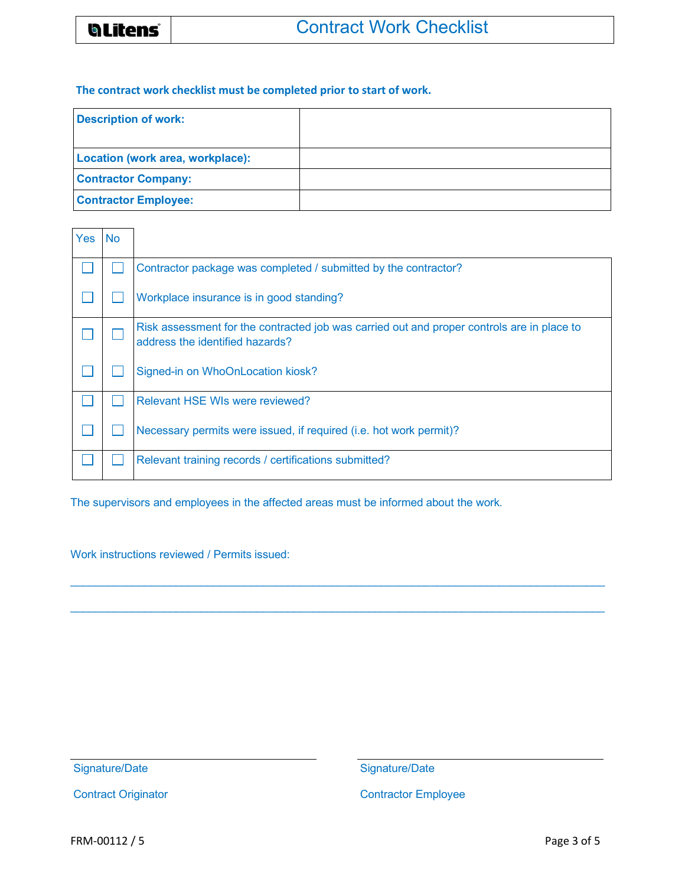# Contract Work Checklist

**The contract work checklist must be completed prior to start of work.**

| **Description of work:** | |
|---|---|
| **Location (work area, workplace):** | |
| **Contractor Company:** | |
| **Contractor Employee:** | |

| Yes | No | |
|---|---|---|
| ☐ | ☐ | Contractor package was completed / submitted by the contractor? |
| ☐ | ☐ | Workplace insurance is in good standing? |
| ☐ | ☐ | Risk assessment for the contracted job was carried out and proper controls are in place to address the identified hazards? |
| ☐ | ☐ | Signed-in on WhoOnLocation kiosk? |
| ☐ | ☐ | Relevant HSE WIs were reviewed? |
| ☐ | ☐ | Necessary permits were issued, if required (i.e. hot work permit)? |
| ☐ | ☐ | Relevant training records / certifications submitted? |

The supervisors and employees in the affected areas must be informed about the work.

Work instructions reviewed / Permits issued:

_______________________________________________________________________________

_______________________________________________________________________________

| ______________________________ | ______________________________ |
|---|---|
| Signature/Date | Signature/Date |
| Contract Originator | Contractor Employee |

FRM-00112 / 5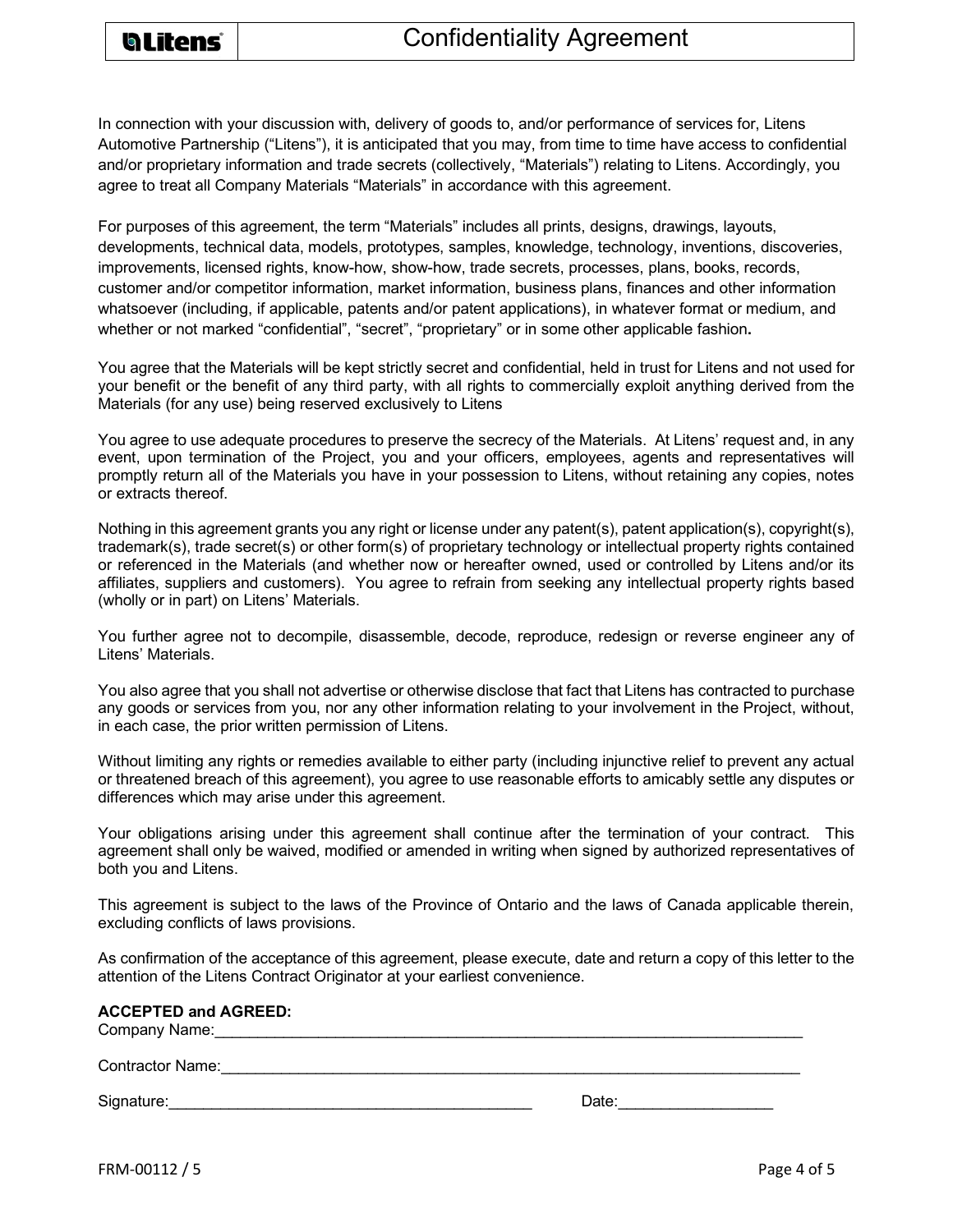# Confidentiality Agreement

In connection with your discussion with, delivery of goods to, and/or performance of services for, Litens Automotive Partnership ("Litens"), it is anticipated that you may, from time to time have access to confidential and/or proprietary information and trade secrets (collectively, "Materials") relating to Litens. Accordingly, you agree to treat all Company Materials "Materials" in accordance with this agreement.

For purposes of this agreement, the term "Materials" includes all prints, designs, drawings, layouts, developments, technical data, models, prototypes, samples, knowledge, technology, inventions, discoveries, improvements, licensed rights, know-how, show-how, trade secrets, processes, plans, books, records, customer and/or competitor information, market information, business plans, finances and other information whatsoever (including, if applicable, patents and/or patent applications), in whatever format or medium, and whether or not marked "confidential", "secret", "proprietary" or in some other applicable fashion**.**

You agree that the Materials will be kept strictly secret and confidential, held in trust for Litens and not used for your benefit or the benefit of any third party, with all rights to commercially exploit anything derived from the Materials (for any use) being reserved exclusively to Litens

You agree to use adequate procedures to preserve the secrecy of the Materials. At Litens' request and, in any event, upon termination of the Project, you and your officers, employees, agents and representatives will promptly return all of the Materials you have in your possession to Litens, without retaining any copies, notes or extracts thereof.

Nothing in this agreement grants you any right or license under any patent(s), patent application(s), copyright(s), trademark(s), trade secret(s) or other form(s) of proprietary technology or intellectual property rights contained or referenced in the Materials (and whether now or hereafter owned, used or controlled by Litens and/or its affiliates, suppliers and customers). You agree to refrain from seeking any intellectual property rights based (wholly or in part) on Litens' Materials.

You further agree not to decompile, disassemble, decode, reproduce, redesign or reverse engineer any of Litens' Materials.

You also agree that you shall not advertise or otherwise disclose that fact that Litens has contracted to purchase any goods or services from you, nor any other information relating to your involvement in the Project, without, in each case, the prior written permission of Litens.

Without limiting any rights or remedies available to either party (including injunctive relief to prevent any actual or threatened breach of this agreement), you agree to use reasonable efforts to amicably settle any disputes or differences which may arise under this agreement.

Your obligations arising under this agreement shall continue after the termination of your contract. This agreement shall only be waived, modified or amended in writing when signed by authorized representatives of both you and Litens.

This agreement is subject to the laws of the Province of Ontario and the laws of Canada applicable therein, excluding conflicts of laws provisions.

As confirmation of the acceptance of this agreement, please execute, date and return a copy of this letter to the attention of the Litens Contract Originator at your earliest convenience.

**ACCEPTED and AGREED:**

Company Name:\_\_\_\_\_\_\_\_\_\_\_\_\_\_\_\_\_\_\_\_\_\_\_\_\_\_\_\_\_\_\_\_\_\_\_\_\_\_\_\_\_\_\_\_\_\_\_\_\_\_\_\_\_\_\_\_\_\_\_\_

Contractor Name:\_\_\_\_\_\_\_\_\_\_\_\_\_\_\_\_\_\_\_\_\_\_\_\_\_\_\_\_\_\_\_\_\_\_\_\_\_\_\_\_\_\_\_\_\_\_\_\_\_\_\_\_\_\_\_\_\_\_\_

Signature:\_\_\_\_\_\_\_\_\_\_\_\_\_\_\_\_\_\_\_\_\_\_\_\_\_\_\_\_\_\_\_\_\_\_\_\_\_ Date:\_\_\_\_\_\_\_\_\_\_\_\_\_\_\_\_

FRM-00112 / 5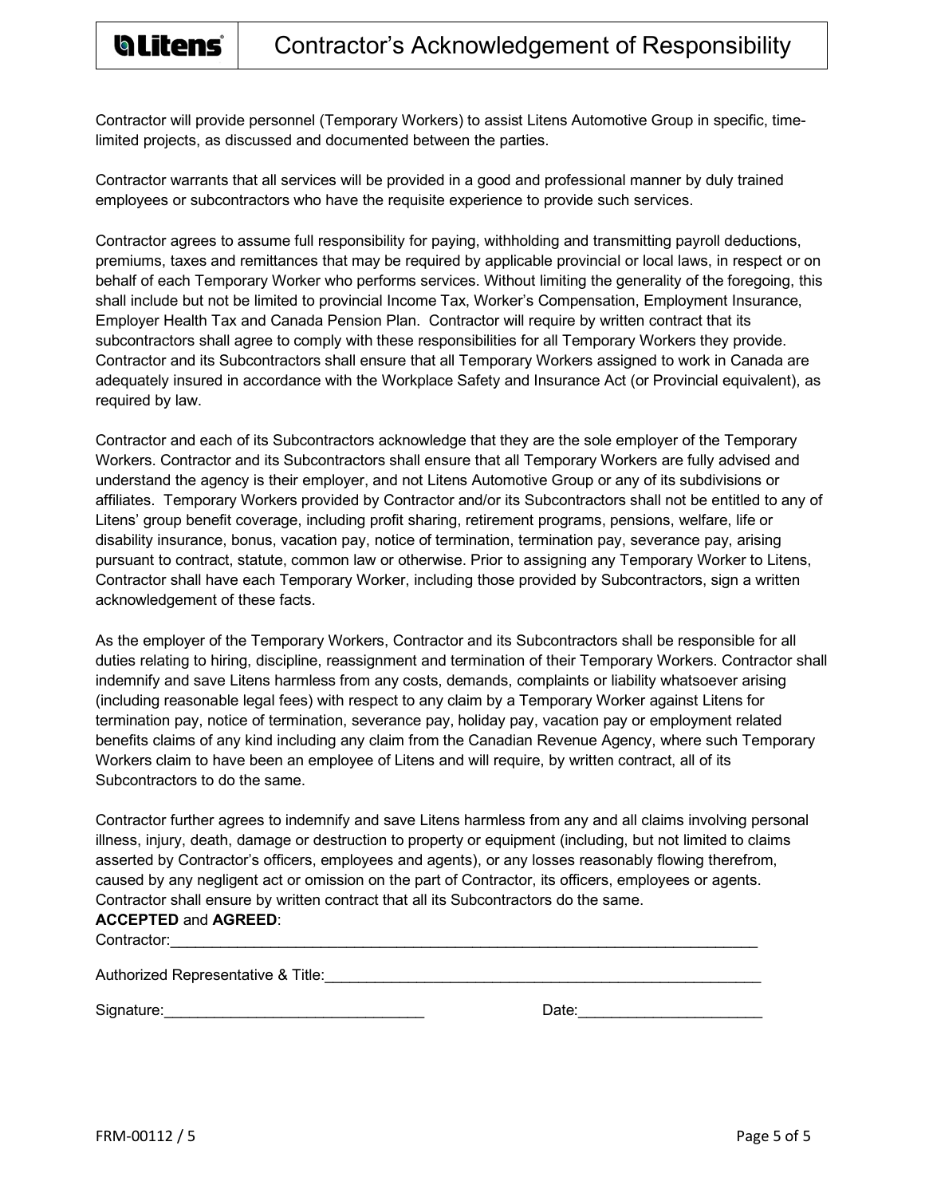# Contractor's Acknowledgement of Responsibility

Contractor will provide personnel (Temporary Workers) to assist Litens Automotive Group in specific, time-limited projects, as discussed and documented between the parties.

Contractor warrants that all services will be provided in a good and professional manner by duly trained employees or subcontractors who have the requisite experience to provide such services.

Contractor agrees to assume full responsibility for paying, withholding and transmitting payroll deductions, premiums, taxes and remittances that may be required by applicable provincial or local laws, in respect or on behalf of each Temporary Worker who performs services. Without limiting the generality of the foregoing, this shall include but not be limited to provincial Income Tax, Worker's Compensation, Employment Insurance, Employer Health Tax and Canada Pension Plan. Contractor will require by written contract that its subcontractors shall agree to comply with these responsibilities for all Temporary Workers they provide. Contractor and its Subcontractors shall ensure that all Temporary Workers assigned to work in Canada are adequately insured in accordance with the Workplace Safety and Insurance Act (or Provincial equivalent), as required by law.

Contractor and each of its Subcontractors acknowledge that they are the sole employer of the Temporary Workers. Contractor and its Subcontractors shall ensure that all Temporary Workers are fully advised and understand the agency is their employer, and not Litens Automotive Group or any of its subdivisions or affiliates. Temporary Workers provided by Contractor and/or its Subcontractors shall not be entitled to any of Litens' group benefit coverage, including profit sharing, retirement programs, pensions, welfare, life or disability insurance, bonus, vacation pay, notice of termination, termination pay, severance pay, arising pursuant to contract, statute, common law or otherwise. Prior to assigning any Temporary Worker to Litens, Contractor shall have each Temporary Worker, including those provided by Subcontractors, sign a written acknowledgement of these facts.

As the employer of the Temporary Workers, Contractor and its Subcontractors shall be responsible for all duties relating to hiring, discipline, reassignment and termination of their Temporary Workers. Contractor shall indemnify and save Litens harmless from any costs, demands, complaints or liability whatsoever arising (including reasonable legal fees) with respect to any claim by a Temporary Worker against Litens for termination pay, notice of termination, severance pay, holiday pay, vacation pay or employment related benefits claims of any kind including any claim from the Canadian Revenue Agency, where such Temporary Workers claim to have been an employee of Litens and will require, by written contract, all of its Subcontractors to do the same.

Contractor further agrees to indemnify and save Litens harmless from any and all claims involving personal illness, injury, death, damage or destruction to property or equipment (including, but not limited to claims asserted by Contractor's officers, employees and agents), or any losses reasonably flowing therefrom, caused by any negligent act or omission on the part of Contractor, its officers, employees or agents. Contractor shall ensure by written contract that all its Subcontractors do the same.

**ACCEPTED** and **AGREED**:

Contractor:___________________________________________________________________________

Authorized Representative & Title:_______________________________________________________

Signature:_______________________________ Date:______________________

FRM-00112 / 5